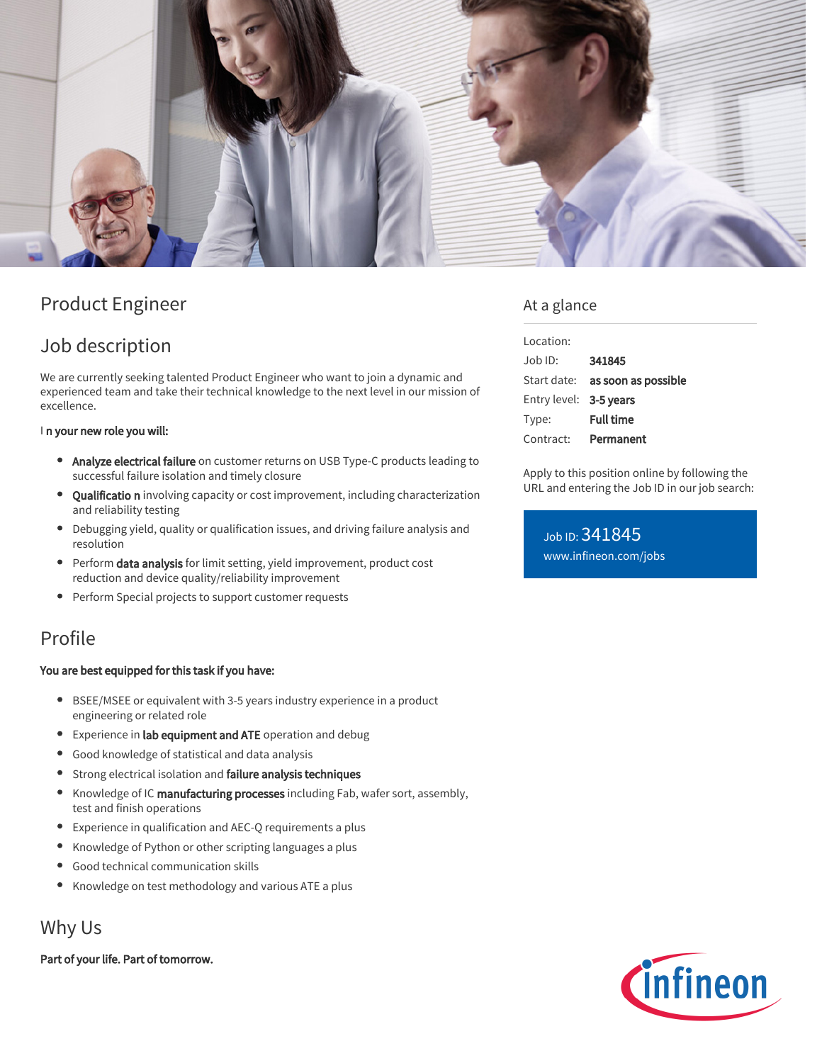# Product Engineer

## Job description

We are currently seeking talented Product Engineer who want to join a dynamic and experienced team and take their technical knowledge to the next level in our mission of excellence.

**I n your new role you will:**

- **Analyze electrical failure** on customer returns on USB Type-C products leading to successful failure isolation and timely closure
- **Qualificatio n** involving capacity or cost improvement, including characterization and reliability testing
- Debugging yield, quality or qualification issues, and driving failure analysis and resolution
- Perform **data analysis** for limit setting, yield improvement, product cost reduction and device quality/reliability improvement
- Perform Special projects to support customer requests

## Profile

**You are best equipped for this task if you have:**

- BSEE/MSEE or equivalent with 3-5 years industry experience in a product engineering or related role
- Experience in **lab equipment and ATE** operation and debug
- Good knowledge of statistical and data analysis
- Strong electrical isolation and **failure analysis techniques**
- Knowledge of IC **manufacturing processes** including Fab, wafer sort, assembly, test and finish operations
- Experience in qualification and AEC-Q requirements a plus
- Knowledge of Python or other scripting languages a plus
- Good technical communication skills
- Knowledge on test methodology and various ATE a plus

## Why Us

**Part of your life. Part of tomorrow.**

## At a glance

| | |
|---|---|
| Location: | |
| Job ID: | **341845** |
| Start date: | **as soon as possible** |
| Entry level: | **3-5 years** |
| Type: | **Full time** |
| Contract: | **Permanent** |

Apply to this position online by following the URL and entering the Job ID in our job search:

Job ID: 341845
www.infineon.com/jobs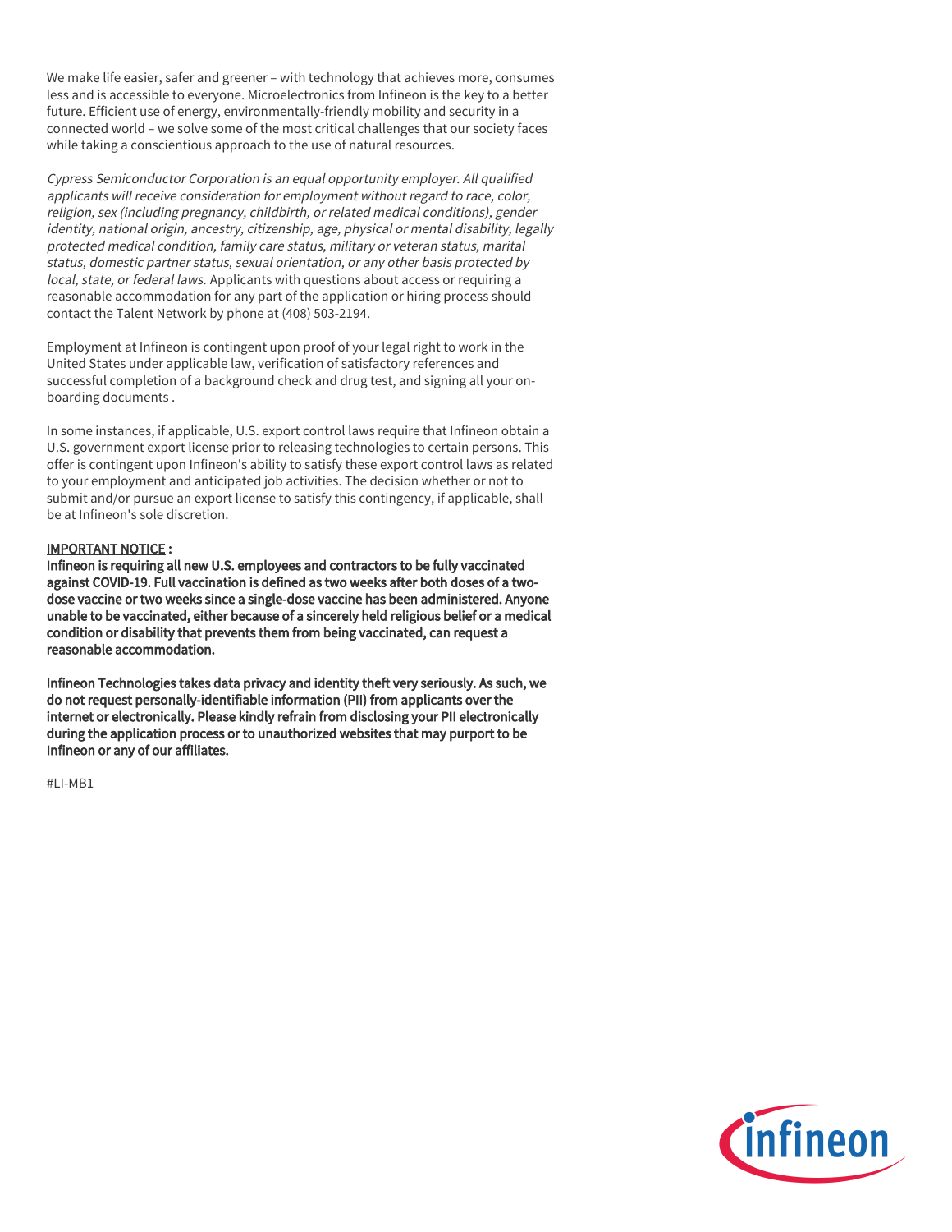We make life easier, safer and greener – with technology that achieves more, consumes less and is accessible to everyone. Microelectronics from Infineon is the key to a better future. Efficient use of energy, environmentally-friendly mobility and security in a connected world – we solve some of the most critical challenges that our society faces while taking a conscientious approach to the use of natural resources.

*Cypress Semiconductor Corporation is an equal opportunity employer. All qualified applicants will receive consideration for employment without regard to race, color, religion, sex (including pregnancy, childbirth, or related medical conditions), gender identity, national origin, ancestry, citizenship, age, physical or mental disability, legally protected medical condition, family care status, military or veteran status, marital status, domestic partner status, sexual orientation, or any other basis protected by local, state, or federal laws.* Applicants with questions about access or requiring a reasonable accommodation for any part of the application or hiring process should contact the Talent Network by phone at (408) 503-2194.

Employment at Infineon is contingent upon proof of your legal right to work in the United States under applicable law, verification of satisfactory references and successful completion of a background check and drug test, and signing all your on-boarding documents .

In some instances, if applicable, U.S. export control laws require that Infineon obtain a U.S. government export license prior to releasing technologies to certain persons. This offer is contingent upon Infineon's ability to satisfy these export control laws as related to your employment and anticipated job activities. The decision whether or not to submit and/or pursue an export license to satisfy this contingency, if applicable, shall be at Infineon's sole discretion.

**IMPORTANT NOTICE :**
**Infineon is requiring all new U.S. employees and contractors to be fully vaccinated against COVID-19. Full vaccination is defined as two weeks after both doses of a two-dose vaccine or two weeks since a single-dose vaccine has been administered. Anyone unable to be vaccinated, either because of a sincerely held religious belief or a medical condition or disability that prevents them from being vaccinated, can request a reasonable accommodation.**

**Infineon Technologies takes data privacy and identity theft very seriously. As such, we do not request personally-identifiable information (PII) from applicants over the internet or electronically. Please kindly refrain from disclosing your PII electronically during the application process or to unauthorized websites that may purport to be Infineon or any of our affiliates.**

#LI-MB1

infineon